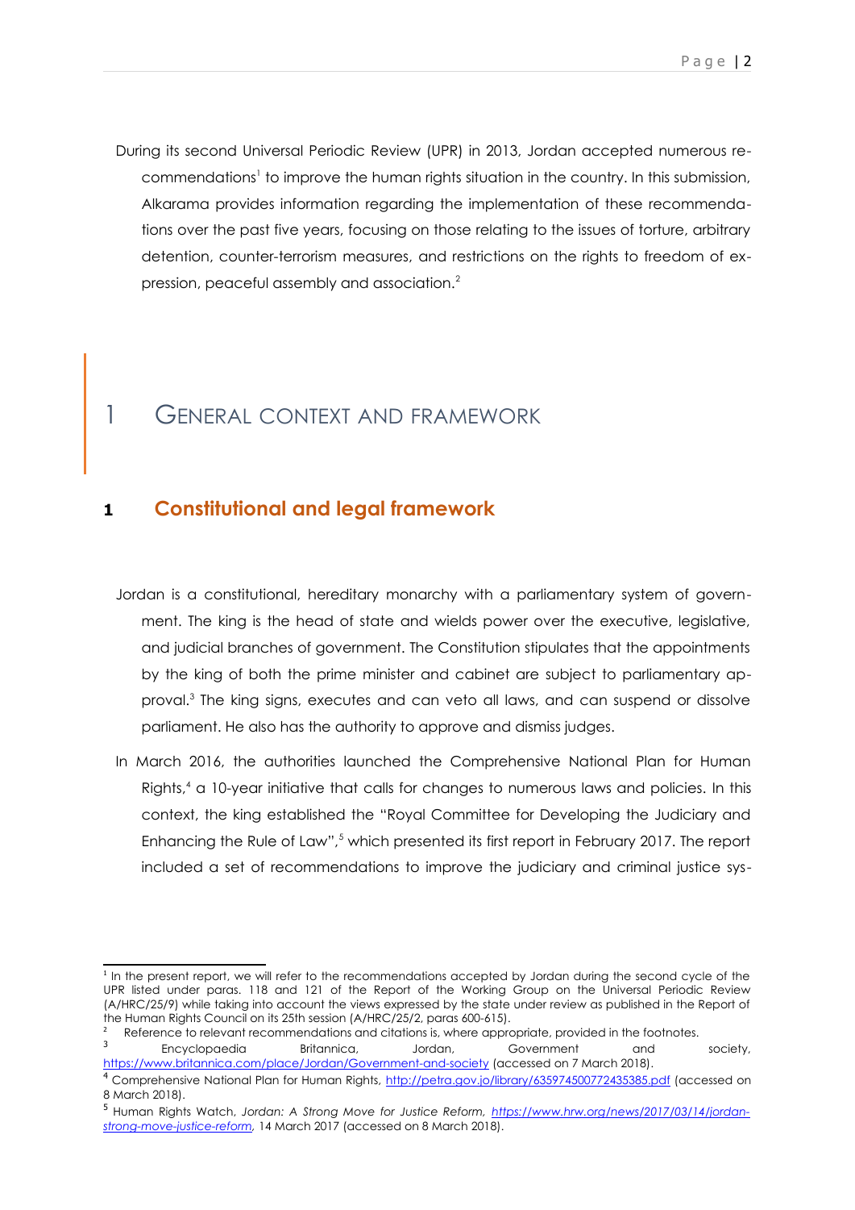During its second Universal Periodic Review (UPR) in 2013, Jordan accepted numerous recommendations[1] to improve the human rights situation in the country. In this submission, Alkarama provides information regarding the implementation of these recommendations over the past five years, focusing on those relating to the issues of torture, arbitrary detention, counter-terrorism measures, and restrictions on the rights to freedom of expression, peaceful assembly and association.[2]

# 1 GENERAL CONTEXT AND FRAMEWORK

## 1 Constitutional and legal framework

Jordan is a constitutional, hereditary monarchy with a parliamentary system of government. The king is the head of state and wields power over the executive, legislative, and judicial branches of government. The Constitution stipulates that the appointments by the king of both the prime minister and cabinet are subject to parliamentary approval.[3] The king signs, executes and can veto all laws, and can suspend or dissolve parliament. He also has the authority to approve and dismiss judges.

In March 2016, the authorities launched the Comprehensive National Plan for Human Rights,[4] a 10-year initiative that calls for changes to numerous laws and policies. In this context, the king established the "Royal Committee for Developing the Judiciary and Enhancing the Rule of Law",[5] which presented its first report in February 2017. The report included a set of recommendations to improve the judiciary and criminal justice sys-

---

[1] In the present report, we will refer to the recommendations accepted by Jordan during the second cycle of the UPR listed under paras. 118 and 121 of the Report of the Working Group on the Universal Periodic Review (A/HRC/25/9) while taking into account the views expressed by the state under review as published in the Report of the Human Rights Council on its 25th session (A/HRC/25/2, paras 600-615).

[2] Reference to relevant recommendations and citations is, where appropriate, provided in the footnotes.

[3] Encyclopaedia Britannica, Jordan, Government and society, https://www.britannica.com/place/Jordan/Government-and-society (accessed on 7 March 2018).

[4] Comprehensive National Plan for Human Rights, http://petra.gov.jo/library/635974500772435385.pdf (accessed on 8 March 2018).

[5] Human Rights Watch, *Jordan: A Strong Move for Justice Reform*, *https://www.hrw.org/news/2017/03/14/jordan-strong-move-justice-reform*, 14 March 2017 (accessed on 8 March 2018).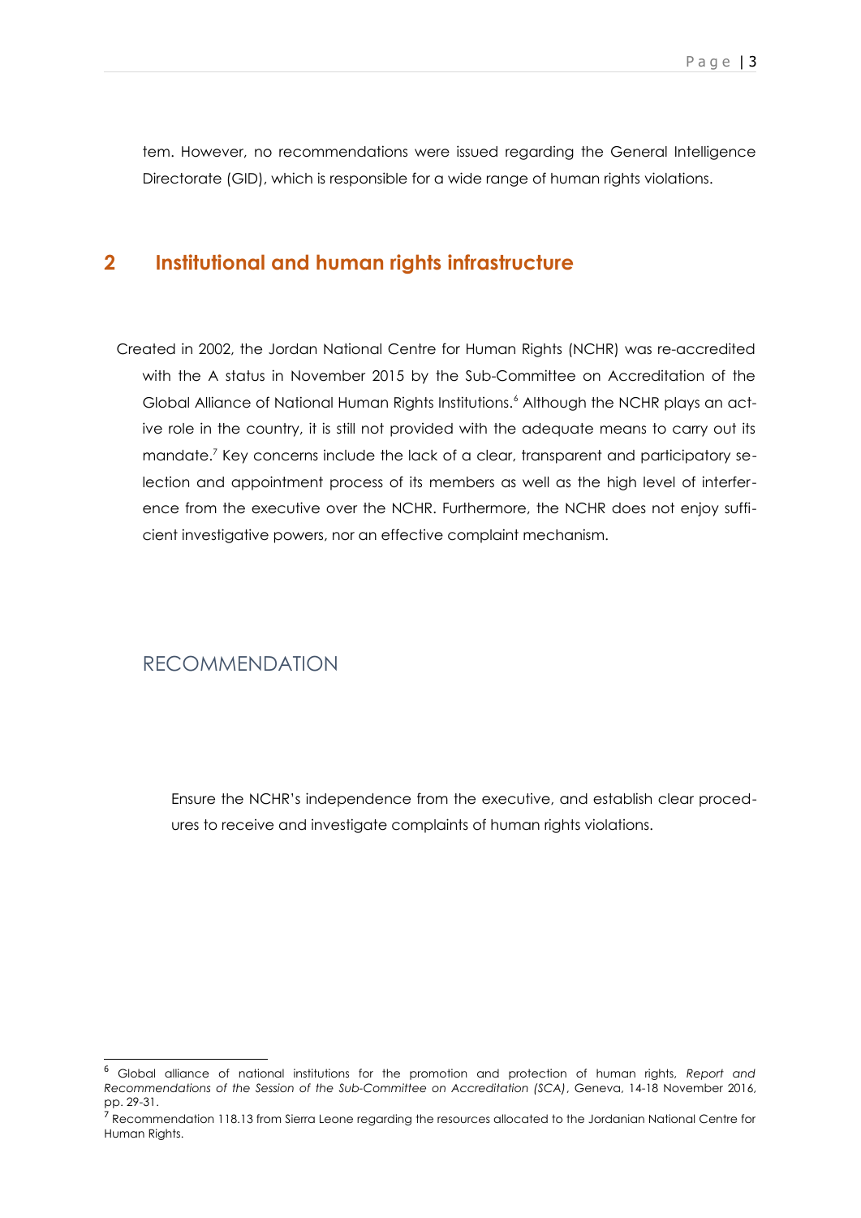tem. However, no recommendations were issued regarding the General Intelligence Directorate (GID), which is responsible for a wide range of human rights violations.

## 2 Institutional and human rights infrastructure

Created in 2002, the Jordan National Centre for Human Rights (NCHR) was re-accredited with the A status in November 2015 by the Sub-Committee on Accreditation of the Global Alliance of National Human Rights Institutions.[6] Although the NCHR plays an active role in the country, it is still not provided with the adequate means to carry out its mandate.[7] Key concerns include the lack of a clear, transparent and participatory selection and appointment process of its members as well as the high level of interference from the executive over the NCHR. Furthermore, the NCHR does not enjoy sufficient investigative powers, nor an effective complaint mechanism.

### RECOMMENDATION

Ensure the NCHR's independence from the executive, and establish clear procedures to receive and investigate complaints of human rights violations.

---

[6] Global alliance of national institutions for the promotion and protection of human rights, *Report and Recommendations of the Session of the Sub-Committee on Accreditation (SCA)*, Geneva, 14-18 November 2016, pp. 29-31.

[7] Recommendation 118.13 from Sierra Leone regarding the resources allocated to the Jordanian National Centre for Human Rights.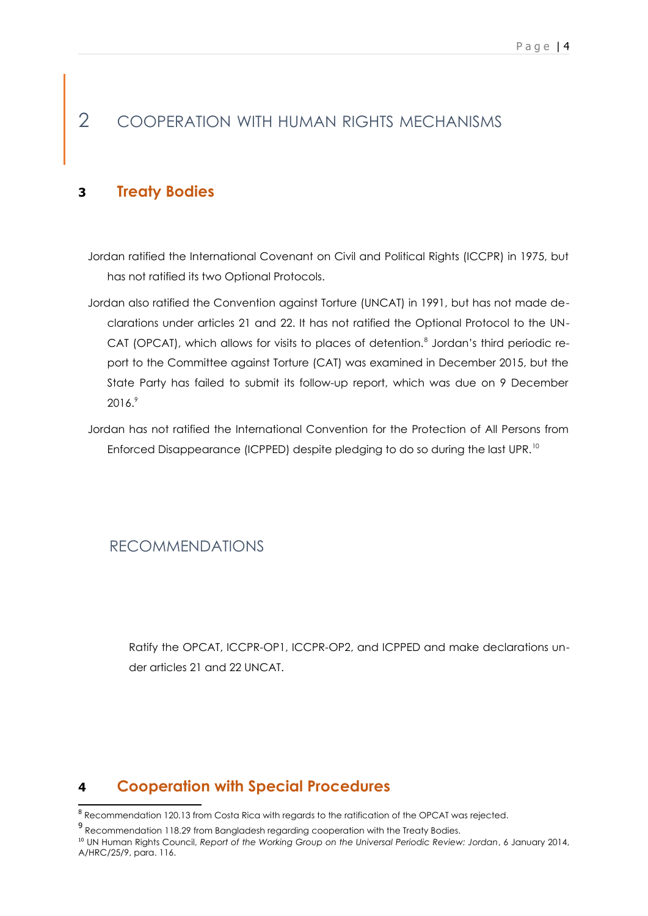# 2 COOPERATION WITH HUMAN RIGHTS MECHANISMS

## 3 Treaty Bodies

Jordan ratified the International Covenant on Civil and Political Rights (ICCPR) in 1975, but has not ratified its two Optional Protocols.

Jordan also ratified the Convention against Torture (UNCAT) in 1991, but has not made declarations under articles 21 and 22. It has not ratified the Optional Protocol to the UNCAT (OPCAT), which allows for visits to places of detention.[8] Jordan's third periodic report to the Committee against Torture (CAT) was examined in December 2015, but the State Party has failed to submit its follow-up report, which was due on 9 December 2016.[9]

Jordan has not ratified the International Convention for the Protection of All Persons from Enforced Disappearance (ICPPED) despite pledging to do so during the last UPR.[10]

### RECOMMENDATIONS

Ratify the OPCAT, ICCPR-OP1, ICCPR-OP2, and ICPPED and make declarations under articles 21 and 22 UNCAT.

## 4 Cooperation with Special Procedures

---

[8] Recommendation 120.13 from Costa Rica with regards to the ratification of the OPCAT was rejected.

[9] Recommendation 118.29 from Bangladesh regarding cooperation with the Treaty Bodies.

[10] UN Human Rights Council, *Report of the Working Group on the Universal Periodic Review: Jordan*, 6 January 2014, A/HRC/25/9, para. 116.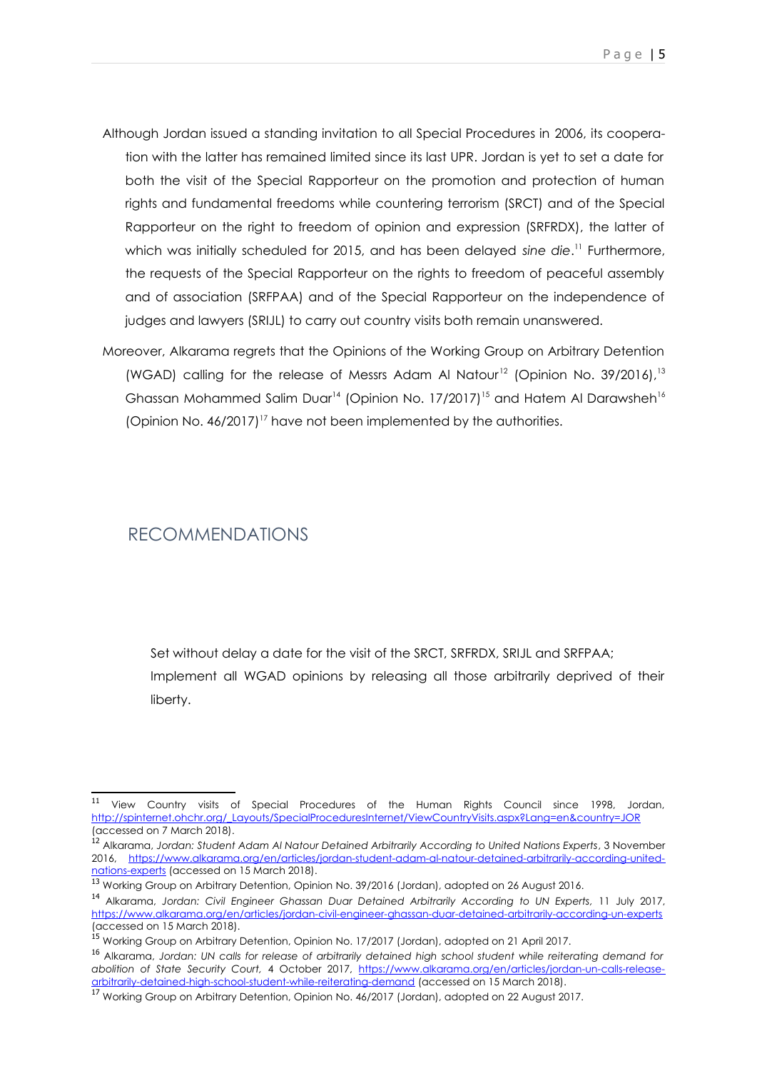Although Jordan issued a standing invitation to all Special Procedures in 2006, its cooperation with the latter has remained limited since its last UPR. Jordan is yet to set a date for both the visit of the Special Rapporteur on the promotion and protection of human rights and fundamental freedoms while countering terrorism (SRCT) and of the Special Rapporteur on the right to freedom of opinion and expression (SRFRDX), the latter of which was initially scheduled for 2015, and has been delayed *sine die*.[11] Furthermore, the requests of the Special Rapporteur on the rights to freedom of peaceful assembly and of association (SRFPAA) and of the Special Rapporteur on the independence of judges and lawyers (SRIJL) to carry out country visits both remain unanswered.

Moreover, Alkarama regrets that the Opinions of the Working Group on Arbitrary Detention (WGAD) calling for the release of Messrs Adam Al Natour[12] (Opinion No. 39/2016),[13] Ghassan Mohammed Salim Duar[14] (Opinion No. 17/2017)[15] and Hatem Al Darawsheh[16] (Opinion No. 46/2017)[17] have not been implemented by the authorities.

## RECOMMENDATIONS

- Set without delay a date for the visit of the SRCT, SRFRDX, SRIJL and SRFPAA;
- Implement all WGAD opinions by releasing all those arbitrarily deprived of their liberty.

---

[11] View Country visits of Special Procedures of the Human Rights Council since 1998, Jordan, http://spinternet.ohchr.org/_Layouts/SpecialProceduresInternet/ViewCountryVisits.aspx?Lang=en&country=JOR (accessed on 7 March 2018).

[12] Alkarama, *Jordan: Student Adam Al Natour Detained Arbitrarily According to United Nations Experts*, 3 November 2016, https://www.alkarama.org/en/articles/jordan-student-adam-al-natour-detained-arbitrarily-according-united-nations-experts (accessed on 15 March 2018).

[13] Working Group on Arbitrary Detention, Opinion No. 39/2016 (Jordan), adopted on 26 August 2016.

[14] Alkarama, *Jordan: Civil Engineer Ghassan Duar Detained Arbitrarily According to UN Experts*, 11 July 2017, https://www.alkarama.org/en/articles/jordan-civil-engineer-ghassan-duar-detained-arbitrarily-according-un-experts (accessed on 15 March 2018).

[15] Working Group on Arbitrary Detention, Opinion No. 17/2017 (Jordan), adopted on 21 April 2017.

[16] Alkarama, *Jordan: UN calls for release of arbitrarily detained high school student while reiterating demand for abolition of State Security Court*, 4 October 2017, https://www.alkarama.org/en/articles/jordan-un-calls-release-arbitrarily-detained-high-school-student-while-reiterating-demand (accessed on 15 March 2018).

[17] Working Group on Arbitrary Detention, Opinion No. 46/2017 (Jordan), adopted on 22 August 2017.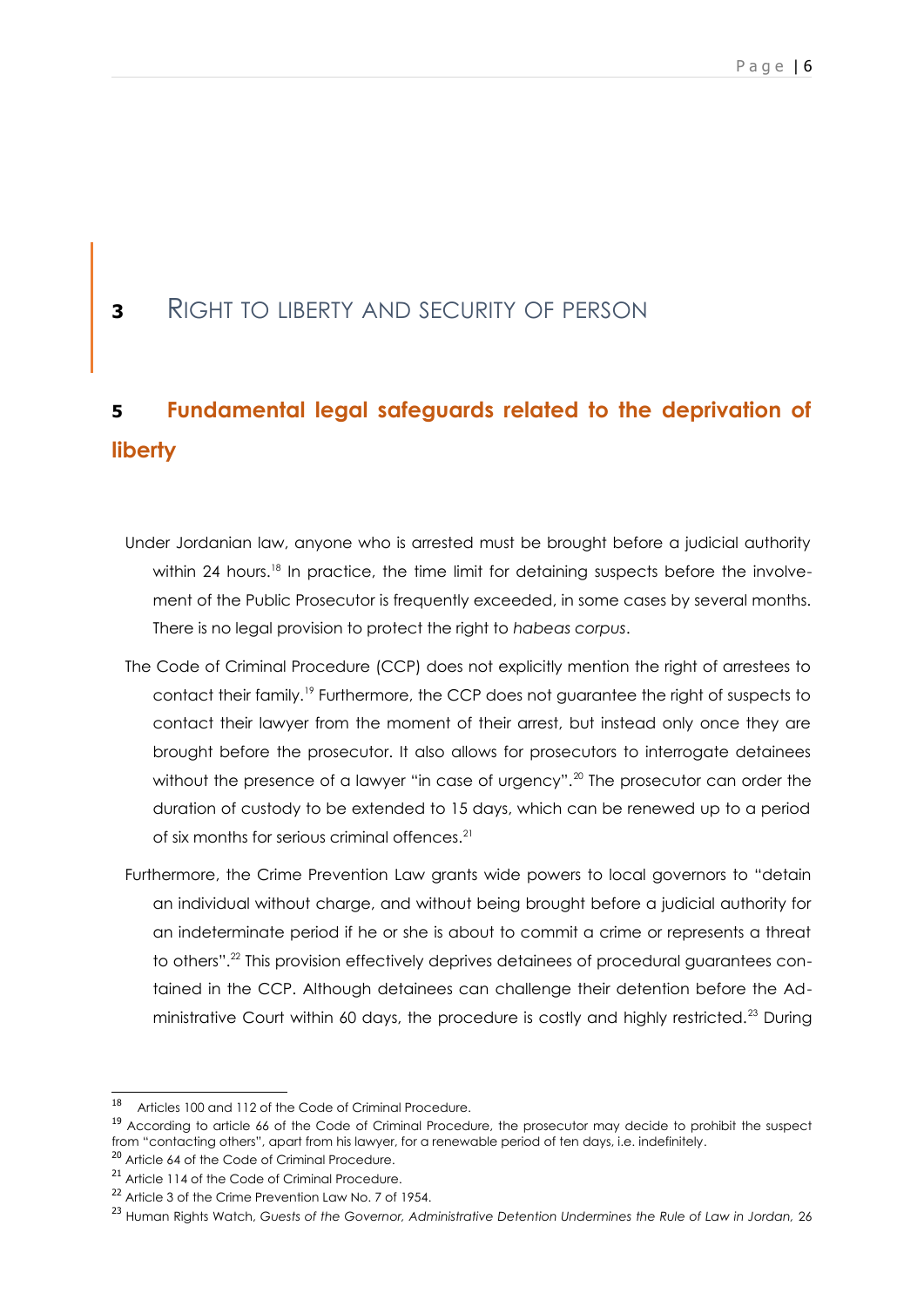# 3 RIGHT TO LIBERTY AND SECURITY OF PERSON

## 5 Fundamental legal safeguards related to the deprivation of liberty

Under Jordanian law, anyone who is arrested must be brought before a judicial authority within 24 hours.[18] In practice, the time limit for detaining suspects before the involvement of the Public Prosecutor is frequently exceeded, in some cases by several months. There is no legal provision to protect the right to *habeas corpus*.

The Code of Criminal Procedure (CCP) does not explicitly mention the right of arrestees to contact their family.[19] Furthermore, the CCP does not guarantee the right of suspects to contact their lawyer from the moment of their arrest, but instead only once they are brought before the prosecutor. It also allows for prosecutors to interrogate detainees without the presence of a lawyer "in case of urgency".[20] The prosecutor can order the duration of custody to be extended to 15 days, which can be renewed up to a period of six months for serious criminal offences.[21]

Furthermore, the Crime Prevention Law grants wide powers to local governors to "detain an individual without charge, and without being brought before a judicial authority for an indeterminate period if he or she is about to commit a crime or represents a threat to others".[22] This provision effectively deprives detainees of procedural guarantees contained in the CCP. Although detainees can challenge their detention before the Administrative Court within 60 days, the procedure is costly and highly restricted.[23] During

---

[18] Articles 100 and 112 of the Code of Criminal Procedure.

[19] According to article 66 of the Code of Criminal Procedure, the prosecutor may decide to prohibit the suspect from "contacting others", apart from his lawyer, for a renewable period of ten days, i.e. indefinitely.

[20] Article 64 of the Code of Criminal Procedure.

[21] Article 114 of the Code of Criminal Procedure.

[22] Article 3 of the Crime Prevention Law No. 7 of 1954.

[23] Human Rights Watch, *Guests of the Governor, Administrative Detention Undermines the Rule of Law in Jordan,* 26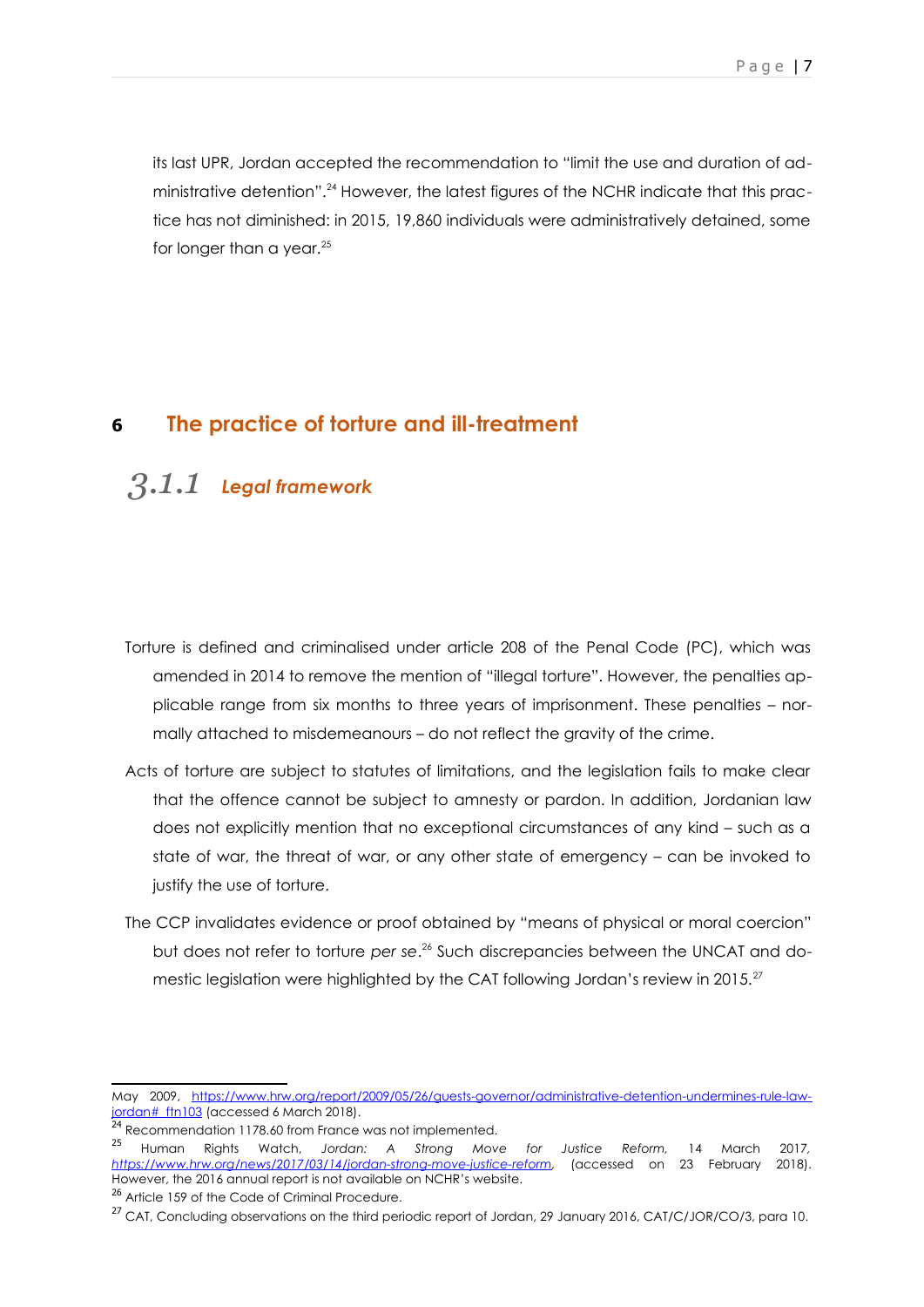its last UPR, Jordan accepted the recommendation to "limit the use and duration of administrative detention".[24] However, the latest figures of the NCHR indicate that this practice has not diminished: in 2015, 19,860 individuals were administratively detained, some for longer than a year.[25]

# 6 The practice of torture and ill-treatment

## 3.1.1 *Legal framework*

Torture is defined and criminalised under article 208 of the Penal Code (PC), which was amended in 2014 to remove the mention of "illegal torture". However, the penalties applicable range from six months to three years of imprisonment. These penalties – normally attached to misdemeanours – do not reflect the gravity of the crime.

Acts of torture are subject to statutes of limitations, and the legislation fails to make clear that the offence cannot be subject to amnesty or pardon. In addition, Jordanian law does not explicitly mention that no exceptional circumstances of any kind – such as a state of war, the threat of war, or any other state of emergency – can be invoked to justify the use of torture.

The CCP invalidates evidence or proof obtained by "means of physical or moral coercion" but does not refer to torture *per se*.[26] Such discrepancies between the UNCAT and domestic legislation were highlighted by the CAT following Jordan's review in 2015.[27]

---

May 2009, https://www.hrw.org/report/2009/05/26/guests-governor/administrative-detention-undermines-rule-law-jordan#_ftn103 (accessed 6 March 2018).

[24] Recommendation 1178.60 from France was not implemented.

[25] Human Rights Watch, *Jordan: A Strong Move for Justice Reform,* 14 March 2017, *https://www.hrw.org/news/2017/03/14/jordan-strong-move-justice-reform,* (accessed on 23 February 2018). However, the 2016 annual report is not available on NCHR's website.

[26] Article 159 of the Code of Criminal Procedure.

[27] CAT, Concluding observations on the third periodic report of Jordan, 29 January 2016, CAT/C/JOR/CO/3, para 10.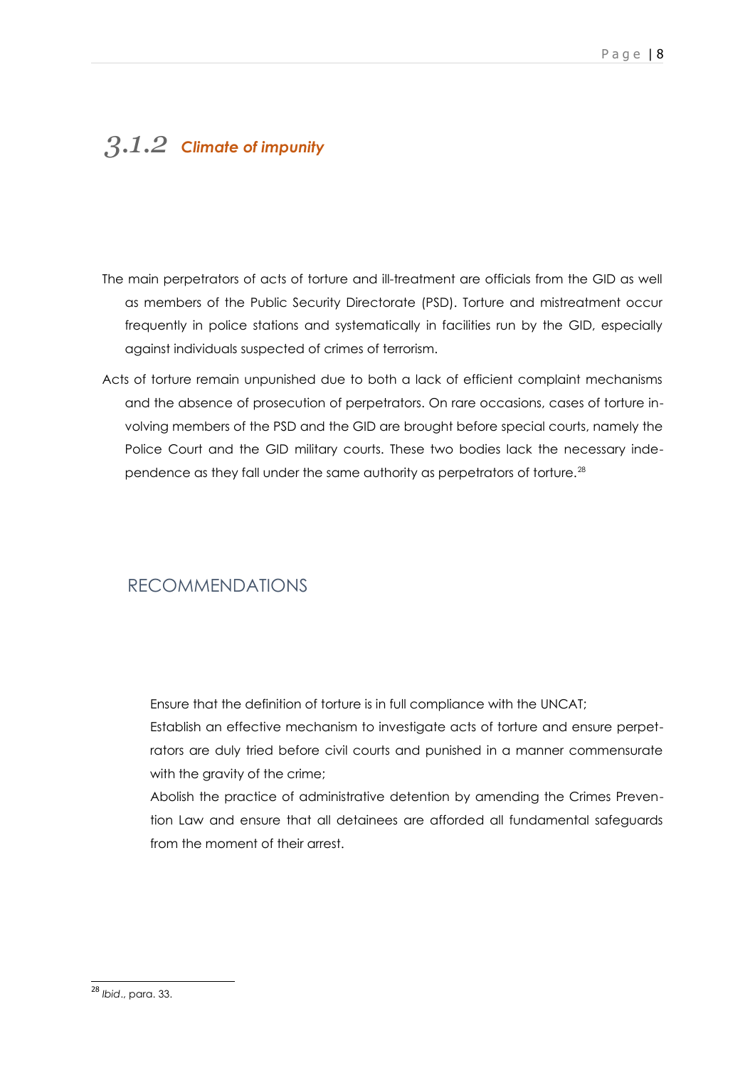### 3.1.2 *Climate of impunity*

The main perpetrators of acts of torture and ill-treatment are officials from the GID as well as members of the Public Security Directorate (PSD). Torture and mistreatment occur frequently in police stations and systematically in facilities run by the GID, especially against individuals suspected of crimes of terrorism.

Acts of torture remain unpunished due to both a lack of efficient complaint mechanisms and the absence of prosecution of perpetrators. On rare occasions, cases of torture involving members of the PSD and the GID are brought before special courts, namely the Police Court and the GID military courts. These two bodies lack the necessary independence as they fall under the same authority as perpetrators of torture.[28]

## RECOMMENDATIONS

- Ensure that the definition of torture is in full compliance with the UNCAT;
- Establish an effective mechanism to investigate acts of torture and ensure perpetrators are duly tried before civil courts and punished in a manner commensurate with the gravity of the crime;
- Abolish the practice of administrative detention by amending the Crimes Prevention Law and ensure that all detainees are afforded all fundamental safeguards from the moment of their arrest.

---

[28] *Ibid*., para. 33.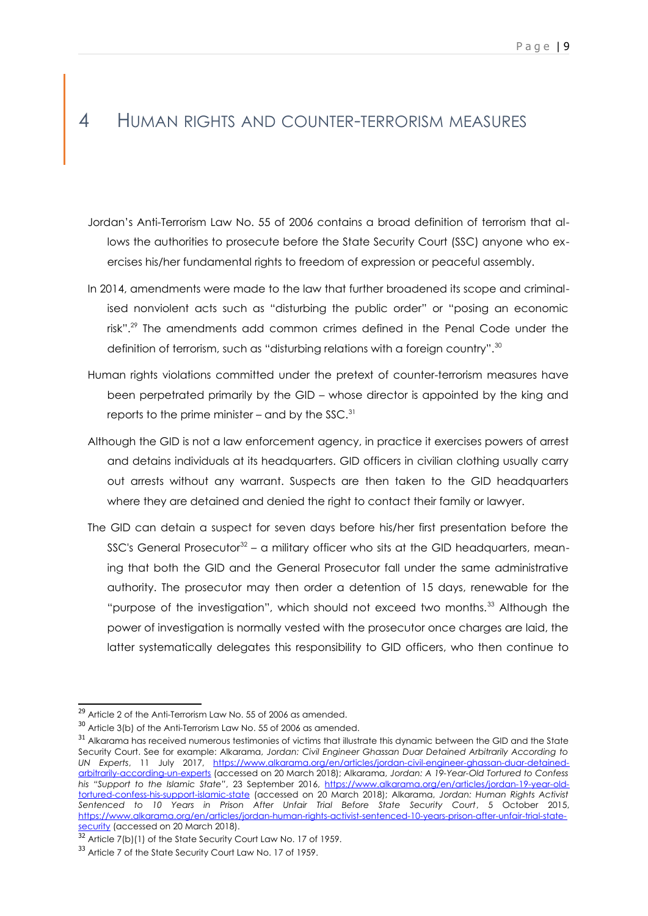# 4 HUMAN RIGHTS AND COUNTER-TERRORISM MEASURES

Jordan's Anti-Terrorism Law No. 55 of 2006 contains a broad definition of terrorism that allows the authorities to prosecute before the State Security Court (SSC) anyone who exercises his/her fundamental rights to freedom of expression or peaceful assembly.

In 2014, amendments were made to the law that further broadened its scope and criminalised nonviolent acts such as "disturbing the public order" or "posing an economic risk".[29] The amendments add common crimes defined in the Penal Code under the definition of terrorism, such as "disturbing relations with a foreign country".[30]

Human rights violations committed under the pretext of counter-terrorism measures have been perpetrated primarily by the GID – whose director is appointed by the king and reports to the prime minister – and by the SSC.[31]

Although the GID is not a law enforcement agency, in practice it exercises powers of arrest and detains individuals at its headquarters. GID officers in civilian clothing usually carry out arrests without any warrant. Suspects are then taken to the GID headquarters where they are detained and denied the right to contact their family or lawyer.

The GID can detain a suspect for seven days before his/her first presentation before the SSC's General Prosecutor[32] – a military officer who sits at the GID headquarters, meaning that both the GID and the General Prosecutor fall under the same administrative authority. The prosecutor may then order a detention of 15 days, renewable for the "purpose of the investigation", which should not exceed two months.[33] Although the power of investigation is normally vested with the prosecutor once charges are laid, the latter systematically delegates this responsibility to GID officers, who then continue to

---

[29] Article 2 of the Anti-Terrorism Law No. 55 of 2006 as amended.

[30] Article 3(b) of the Anti-Terrorism Law No. 55 of 2006 as amended.

[31] Alkarama has received numerous testimonies of victims that illustrate this dynamic between the GID and the State Security Court. See for example: Alkarama, *Jordan: Civil Engineer Ghassan Duar Detained Arbitrarily According to UN Experts*, 11 July 2017, https://www.alkarama.org/en/articles/jordan-civil-engineer-ghassan-duar-detained-arbitrarily-according-un-experts (accessed on 20 March 2018); Alkarama, *Jordan: A 19-Year-Old Tortured to Confess his "Support to the Islamic State"*, 23 September 2016, https://www.alkarama.org/en/articles/jordan-19-year-old-tortured-confess-his-support-islamic-state (accessed on 20 March 2018); Alkarama, *Jordan: Human Rights Activist Sentenced to 10 Years in Prison After Unfair Trial Before State Security Court*, 5 October 2015, https://www.alkarama.org/en/articles/jordan-human-rights-activist-sentenced-10-years-prison-after-unfair-trial-state-security (accessed on 20 March 2018).

[32] Article 7(b)(1) of the State Security Court Law No. 17 of 1959.

[33] Article 7 of the State Security Court Law No. 17 of 1959.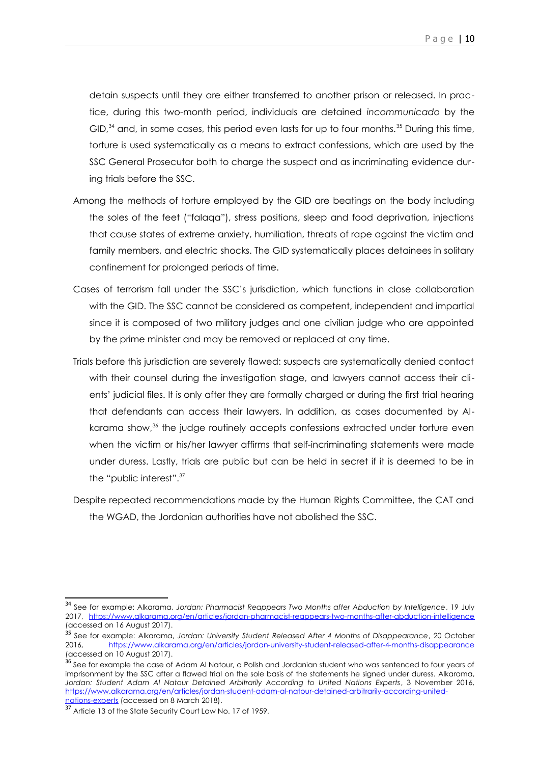detain suspects until they are either transferred to another prison or released. In practice, during this two-month period, individuals are detained *incommunicado* by the GID,[34] and, in some cases, this period even lasts for up to four months.[35] During this time, torture is used systematically as a means to extract confessions, which are used by the SSC General Prosecutor both to charge the suspect and as incriminating evidence during trials before the SSC.

Among the methods of torture employed by the GID are beatings on the body including the soles of the feet ("falaqa"), stress positions, sleep and food deprivation, injections that cause states of extreme anxiety, humiliation, threats of rape against the victim and family members, and electric shocks. The GID systematically places detainees in solitary confinement for prolonged periods of time.

Cases of terrorism fall under the SSC's jurisdiction, which functions in close collaboration with the GID. The SSC cannot be considered as competent, independent and impartial since it is composed of two military judges and one civilian judge who are appointed by the prime minister and may be removed or replaced at any time.

Trials before this jurisdiction are severely flawed: suspects are systematically denied contact with their counsel during the investigation stage, and lawyers cannot access their clients' judicial files. It is only after they are formally charged or during the first trial hearing that defendants can access their lawyers. In addition, as cases documented by Alkarama show,[36] the judge routinely accepts confessions extracted under torture even when the victim or his/her lawyer affirms that self-incriminating statements were made under duress. Lastly, trials are public but can be held in secret if it is deemed to be in the "public interest".[37]

Despite repeated recommendations made by the Human Rights Committee, the CAT and the WGAD, the Jordanian authorities have not abolished the SSC.

---

[34] See for example: Alkarama, *Jordan: Pharmacist Reappears Two Months after Abduction by Intelligence*, 19 July 2017, https://www.alkarama.org/en/articles/jordan-pharmacist-reappears-two-months-after-abduction-intelligence (accessed on 16 August 2017).

[35] See for example: Alkarama, *Jordan: University Student Released After 4 Months of Disappearance*, 20 October 2016, https://www.alkarama.org/en/articles/jordan-university-student-released-after-4-months-disappearance (accessed on 10 August 2017).

[36] See for example the case of Adam Al Natour, a Polish and Jordanian student who was sentenced to four years of imprisonment by the SSC after a flawed trial on the sole basis of the statements he signed under duress. Alkarama, *Jordan: Student Adam Al Natour Detained Arbitrarily According to United Nations Experts*, 3 November 2016, https://www.alkarama.org/en/articles/jordan-student-adam-al-natour-detained-arbitrarily-according-united-nations-experts (accessed on 8 March 2018).

[37] Article 13 of the State Security Court Law No. 17 of 1959.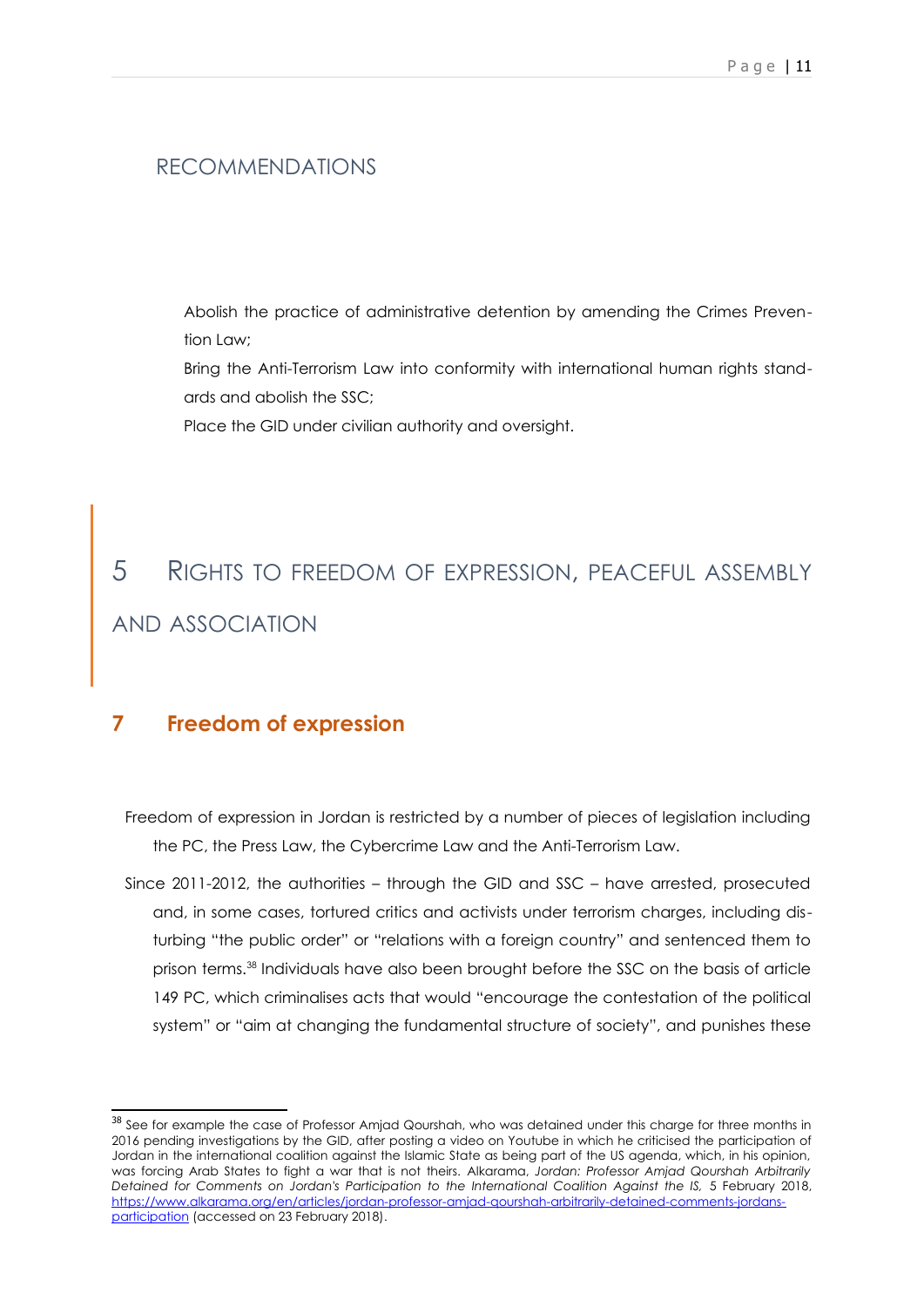## RECOMMENDATIONS

Abolish the practice of administrative detention by amending the Crimes Prevention Law;

Bring the Anti-Terrorism Law into conformity with international human rights standards and abolish the SSC;

Place the GID under civilian authority and oversight.

# 5 RIGHTS TO FREEDOM OF EXPRESSION, PEACEFUL ASSEMBLY AND ASSOCIATION

## 7 Freedom of expression

Freedom of expression in Jordan is restricted by a number of pieces of legislation including the PC, the Press Law, the Cybercrime Law and the Anti-Terrorism Law.

Since 2011-2012, the authorities – through the GID and SSC – have arrested, prosecuted and, in some cases, tortured critics and activists under terrorism charges, including disturbing "the public order" or "relations with a foreign country" and sentenced them to prison terms.[38] Individuals have also been brought before the SSC on the basis of article 149 PC, which criminalises acts that would "encourage the contestation of the political system" or "aim at changing the fundamental structure of society", and punishes these

[38] See for example the case of Professor Amjad Qourshah, who was detained under this charge for three months in 2016 pending investigations by the GID, after posting a video on Youtube in which he criticised the participation of Jordan in the international coalition against the Islamic State as being part of the US agenda, which, in his opinion, was forcing Arab States to fight a war that is not theirs. Alkarama, *Jordan: Professor Amjad Qourshah Arbitrarily Detained for Comments on Jordan's Participation to the International Coalition Against the IS*, 5 February 2018, https://www.alkarama.org/en/articles/jordan-professor-amjad-qourshah-arbitrarily-detained-comments-jordans-participation (accessed on 23 February 2018).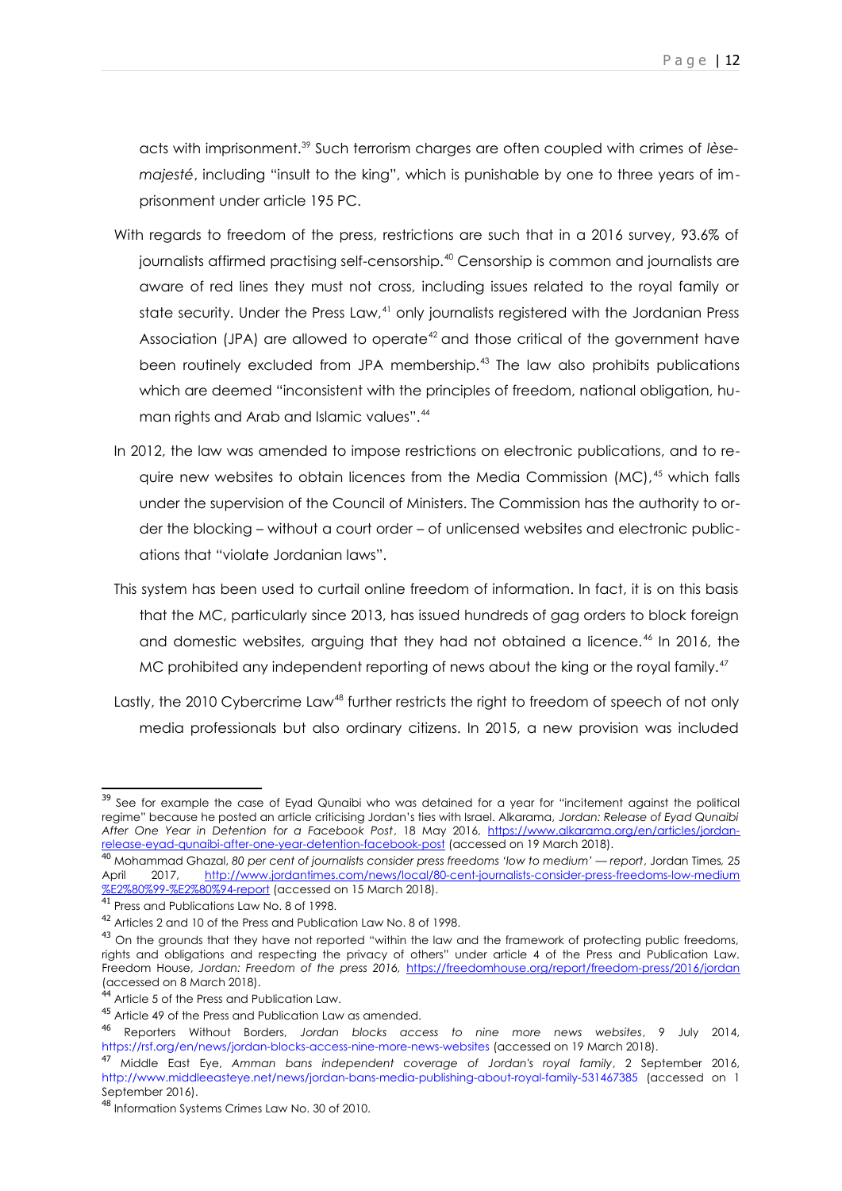acts with imprisonment.[39] Such terrorism charges are often coupled with crimes of *lèse-majesté*, including "insult to the king", which is punishable by one to three years of imprisonment under article 195 PC.

With regards to freedom of the press, restrictions are such that in a 2016 survey, 93.6% of journalists affirmed practising self-censorship.[40] Censorship is common and journalists are aware of red lines they must not cross, including issues related to the royal family or state security. Under the Press Law,[41] only journalists registered with the Jordanian Press Association (JPA) are allowed to operate[42] and those critical of the government have been routinely excluded from JPA membership.[43] The law also prohibits publications which are deemed "inconsistent with the principles of freedom, national obligation, human rights and Arab and Islamic values".[44]

In 2012, the law was amended to impose restrictions on electronic publications, and to require new websites to obtain licences from the Media Commission (MC),[45] which falls under the supervision of the Council of Ministers. The Commission has the authority to order the blocking – without a court order – of unlicensed websites and electronic publications that "violate Jordanian laws".

This system has been used to curtail online freedom of information. In fact, it is on this basis that the MC, particularly since 2013, has issued hundreds of gag orders to block foreign and domestic websites, arguing that they had not obtained a licence.[46] In 2016, the MC prohibited any independent reporting of news about the king or the royal family.[47]

Lastly, the 2010 Cybercrime Law[48] further restricts the right to freedom of speech of not only media professionals but also ordinary citizens. In 2015, a new provision was included

---

[39] See for example the case of Eyad Qunaibi who was detained for a year for "incitement against the political regime" because he posted an article criticising Jordan's ties with Israel. Alkarama, *Jordan: Release of Eyad Qunaibi After One Year in Detention for a Facebook Post*, 18 May 2016, https://www.alkarama.org/en/articles/jordan-release-eyad-qunaibi-after-one-year-detention-facebook-post (accessed on 19 March 2018).

[40] Mohammad Ghazal, *80 per cent of journalists consider press freedoms 'low to medium' — report*, Jordan Times, 25 April 2017, http://www.jordantimes.com/news/local/80-cent-journalists-consider-press-freedoms-low-medium%E2%80%99-%E2%80%94-report (accessed on 15 March 2018).

[41] Press and Publications Law No. 8 of 1998.

[42] Articles 2 and 10 of the Press and Publication Law No. 8 of 1998.

[43] On the grounds that they have not reported "within the law and the framework of protecting public freedoms, rights and obligations and respecting the privacy of others" under article 4 of the Press and Publication Law. Freedom House, *Jordan: Freedom of the press 2016*, https://freedomhouse.org/report/freedom-press/2016/jordan (accessed on 8 March 2018).

[44] Article 5 of the Press and Publication Law.

[45] Article 49 of the Press and Publication Law as amended.

[46] Reporters Without Borders, *Jordan blocks access to nine more news websites*, 9 July 2014, https://rsf.org/en/news/jordan-blocks-access-nine-more-news-websites (accessed on 19 March 2018).

[47] Middle East Eye, *Amman bans independent coverage of Jordan's royal family*, 2 September 2016, http://www.middleeasteye.net/news/jordan-bans-media-publishing-about-royal-family-531467385 (accessed on 1 September 2016).

[48] Information Systems Crimes Law No. 30 of 2010.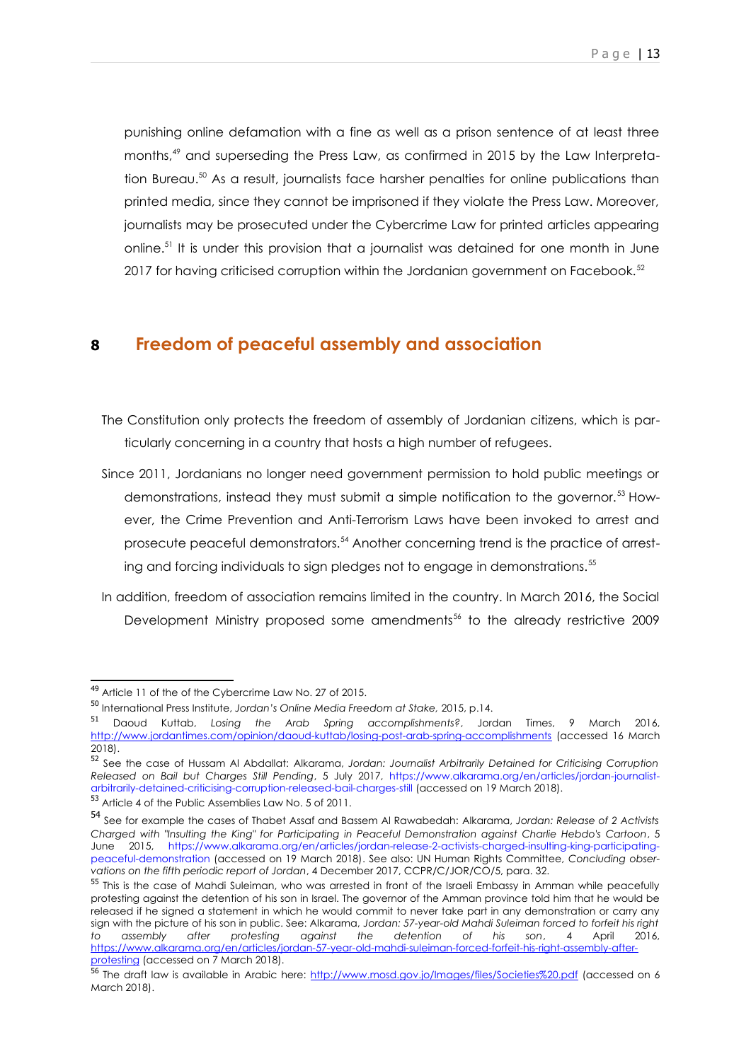punishing online defamation with a fine as well as a prison sentence of at least three months,[49] and superseding the Press Law, as confirmed in 2015 by the Law Interpretation Bureau.[50] As a result, journalists face harsher penalties for online publications than printed media, since they cannot be imprisoned if they violate the Press Law. Moreover, journalists may be prosecuted under the Cybercrime Law for printed articles appearing online.[51] It is under this provision that a journalist was detained for one month in June 2017 for having criticised corruption within the Jordanian government on Facebook.[52]

## 8 Freedom of peaceful assembly and association

The Constitution only protects the freedom of assembly of Jordanian citizens, which is particularly concerning in a country that hosts a high number of refugees.

Since 2011, Jordanians no longer need government permission to hold public meetings or demonstrations, instead they must submit a simple notification to the governor.[53] However, the Crime Prevention and Anti-Terrorism Laws have been invoked to arrest and prosecute peaceful demonstrators.[54] Another concerning trend is the practice of arresting and forcing individuals to sign pledges not to engage in demonstrations.[55]

In addition, freedom of association remains limited in the country. In March 2016, the Social Development Ministry proposed some amendments[56] to the already restrictive 2009

---

[49] Article 11 of the of the Cybercrime Law No. 27 of 2015.

[50] International Press Institute, *Jordan's Online Media Freedom at Stake*, 2015, p.14.

[51] Daoud Kuttab, *Losing the Arab Spring accomplishments?*, Jordan Times, 9 March 2016, http://www.jordantimes.com/opinion/daoud-kuttab/losing-post-arab-spring-accomplishments (accessed 16 March 2018).

[52] See the case of Hussam Al Abdallat: Alkarama, *Jordan: Journalist Arbitrarily Detained for Criticising Corruption Released on Bail but Charges Still Pending*, 5 July 2017, https://www.alkarama.org/en/articles/jordan-journalist-arbitrarily-detained-criticising-corruption-released-bail-charges-still (accessed on 19 March 2018).

[53] Article 4 of the Public Assemblies Law No. 5 of 2011.

[54] See for example the cases of Thabet Assaf and Bassem Al Rawabedah: Alkarama, *Jordan: Release of 2 Activists Charged with "Insulting the King" for Participating in Peaceful Demonstration against Charlie Hebdo's Cartoon*, 5 June 2015, https://www.alkarama.org/en/articles/jordan-release-2-activists-charged-insulting-king-participating-peaceful-demonstration (accessed on 19 March 2018). See also: UN Human Rights Committee, *Concluding observations on the fifth periodic report of Jordan*, 4 December 2017, CCPR/C/JOR/CO/5, para. 32.

[55] This is the case of Mahdi Suleiman, who was arrested in front of the Israeli Embassy in Amman while peacefully protesting against the detention of his son in Israel. The governor of the Amman province told him that he would be released if he signed a statement in which he would commit to never take part in any demonstration or carry any sign with the picture of his son in public. See: Alkarama, *Jordan: 57-year-old Mahdi Suleiman forced to forfeit his right to assembly after protesting against the detention of his son*, 4 April 2016, https://www.alkarama.org/en/articles/jordan-57-year-old-mahdi-suleiman-forced-forfeit-his-right-assembly-after-protesting (accessed on 7 March 2018).

[56] The draft law is available in Arabic here: http://www.mosd.gov.jo/Images/files/Societies%20.pdf (accessed on 6 March 2018).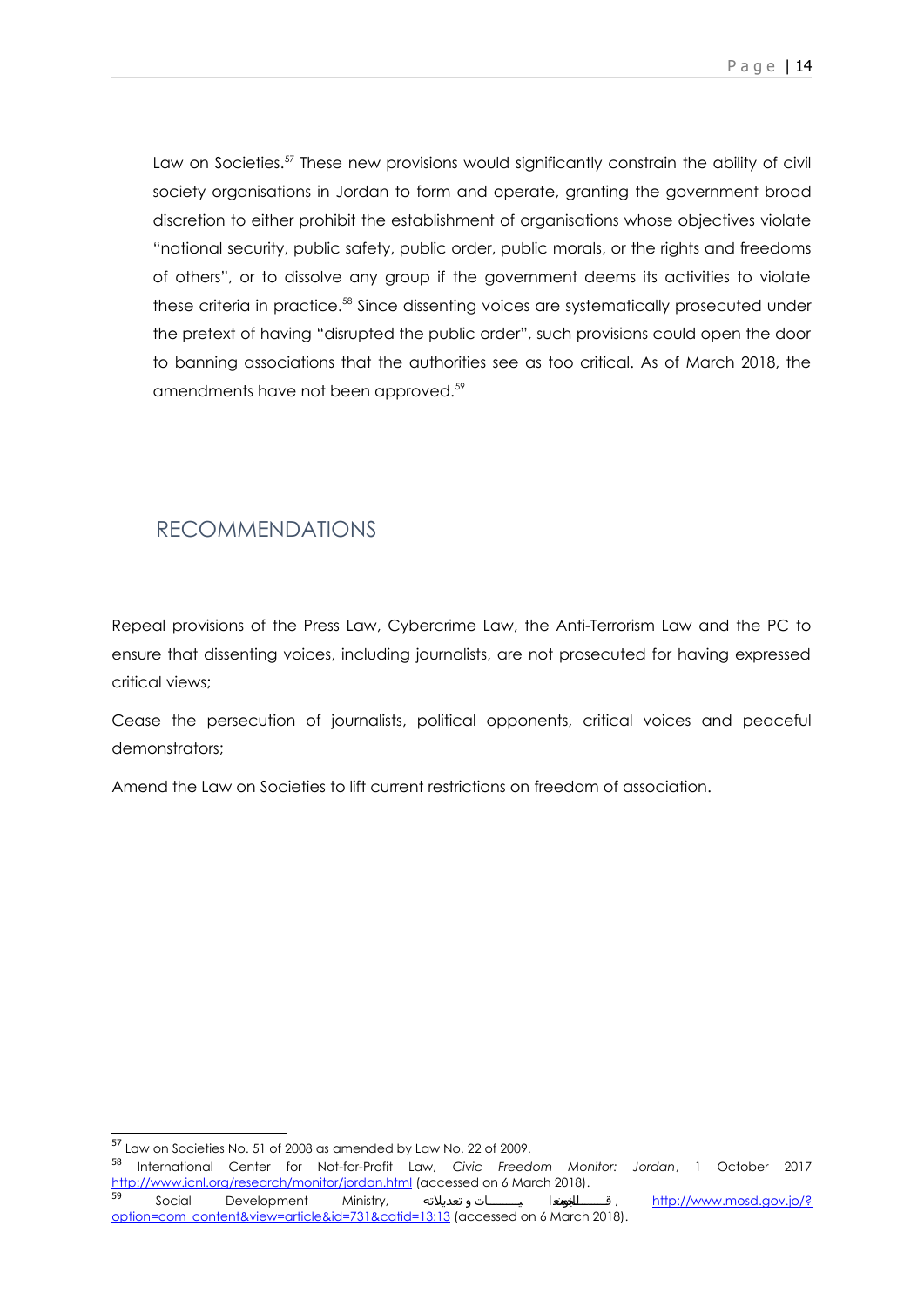Law on Societies.[57] These new provisions would significantly constrain the ability of civil society organisations in Jordan to form and operate, granting the government broad discretion to either prohibit the establishment of organisations whose objectives violate "national security, public safety, public order, public morals, or the rights and freedoms of others", or to dissolve any group if the government deems its activities to violate these criteria in practice.[58] Since dissenting voices are systematically prosecuted under the pretext of having "disrupted the public order", such provisions could open the door to banning associations that the authorities see as too critical. As of March 2018, the amendments have not been approved.[59]

## RECOMMENDATIONS

Repeal provisions of the Press Law, Cybercrime Law, the Anti-Terrorism Law and the PC to ensure that dissenting voices, including journalists, are not prosecuted for having expressed critical views;

Cease the persecution of journalists, political opponents, critical voices and peaceful demonstrators;

Amend the Law on Societies to lift current restrictions on freedom of association.

---

[57] Law on Societies No. 51 of 2008 as amended by Law No. 22 of 2009.

[58] International Center for Not-for-Profit Law, *Civic Freedom Monitor: Jordan*, 1 October 2017 http://www.icnl.org/research/monitor/jordan.html (accessed on 6 March 2018).

[59] Social Development Ministry, قانون الجمعيات و تعديلاته, http://www.mosd.gov.jo/?option=com_content&view=article&id=731&catid=13:13 (accessed on 6 March 2018).